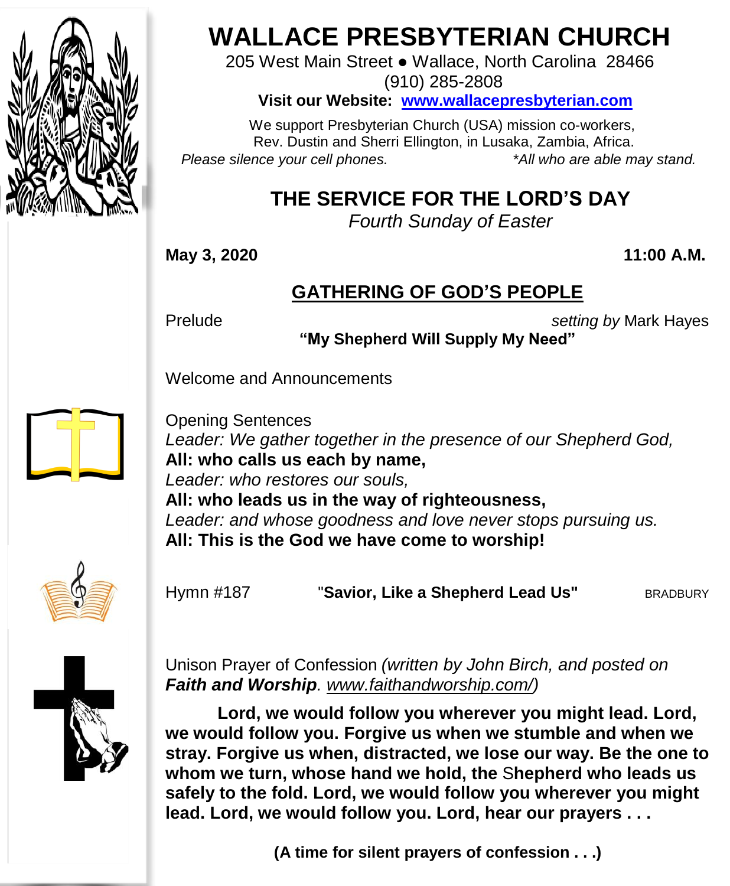# WALLACE PRESBYTERIAN CHURCH

205 West Main Street ● Wallace, North Carolina 28466
(910) 285-2808

**Visit our Website: [www.wallacepresbyterian.com](http://www.wallacepresbyterian.com)**

We support Presbyterian Church (USA) mission co-workers,
Rev. Dustin and Sherri Ellington, in Lusaka, Zambia, Africa.

*Please silence your cell phones.* *\*All who are able may stand.*

## THE SERVICE FOR THE LORD'S DAY

*Fourth Sunday of Easter*

**May 3, 2020** **11:00 A.M.**

## GATHERING OF GOD'S PEOPLE

Prelude *setting by* Mark Hayes
**"My Shepherd Will Supply My Need"**

Welcome and Announcements

Opening Sentences

*Leader: We gather together in the presence of our Shepherd God,*
**All: who calls us each by name,**
*Leader: who restores our souls,*
**All: who leads us in the way of righteousness,**
*Leader: and whose goodness and love never stops pursuing us.*
**All: This is the God we have come to worship!**

Hymn #187 "**Savior, Like a Shepherd Lead Us"** BRADBURY

Unison Prayer of Confession *(written by John Birch, and posted on **Faith and Worship**. www.faithandworship.com/)*

**Lord, we would follow you wherever you might lead. Lord, we would follow you. Forgive us when we stumble and when we stray. Forgive us when, distracted, we lose our way. Be the one to whom we turn, whose hand we hold, the Shepherd who leads us safely to the fold. Lord, we would follow you wherever you might lead. Lord, we would follow you. Lord, hear our prayers . . .**

**(A time for silent prayers of confession . . .)**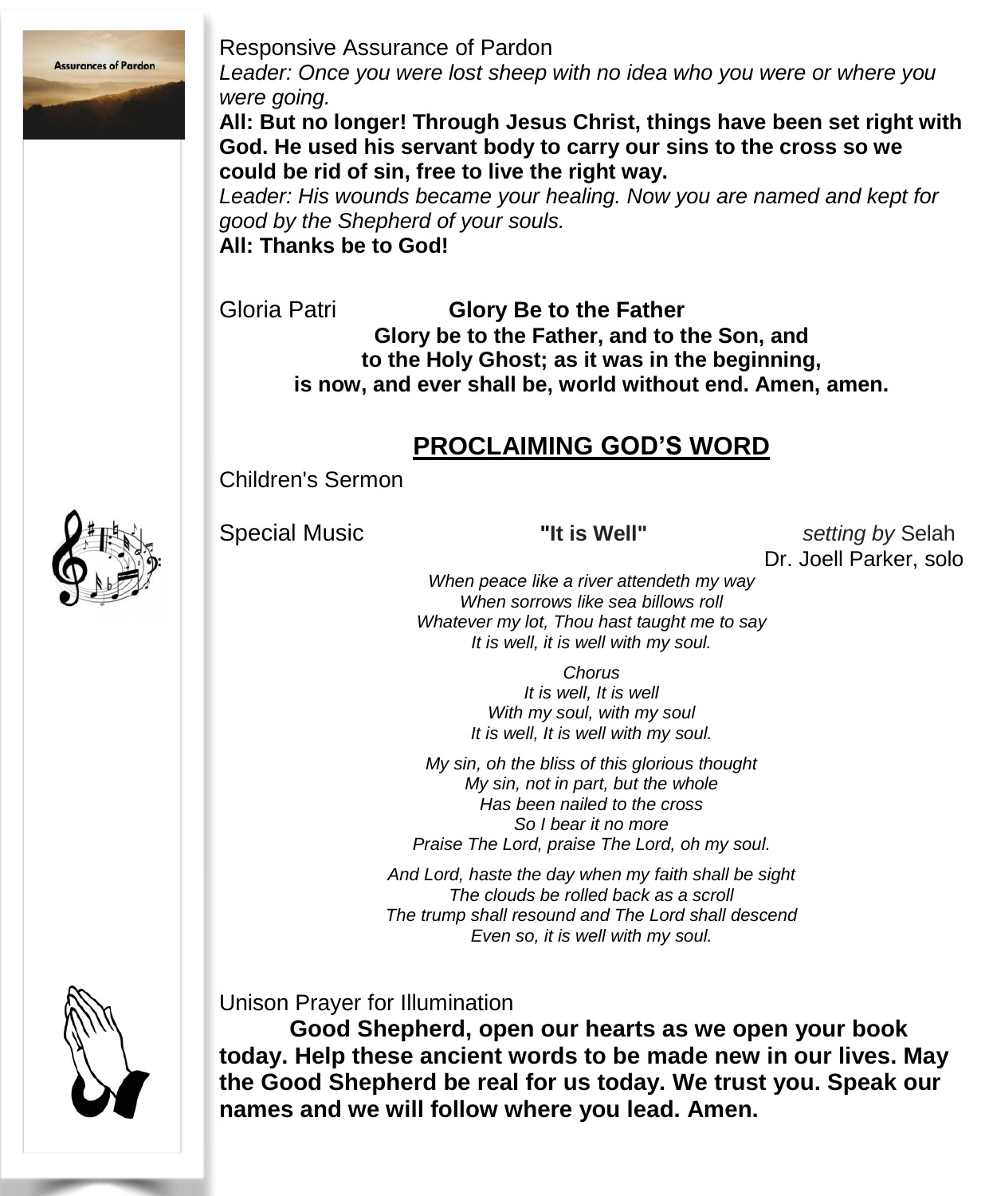Responsive Assurance of Pardon

*Leader: Once you were lost sheep with no idea who you were or where you were going.*

**All: But no longer! Through Jesus Christ, things have been set right with God. He used his servant body to carry our sins to the cross so we could be rid of sin, free to live the right way.**

*Leader: His wounds became your healing. Now you are named and kept for good by the Shepherd of your souls.*

**All: Thanks be to God!**

Gloria Patri **Glory Be to the Father**

**Glory be to the Father, and to the Son, and**
**to the Holy Ghost; as it was in the beginning,**
**is now, and ever shall be, world without end. Amen, amen.**

## PROCLAIMING GOD'S WORD

Children's Sermon

Special Music **"It is Well"** *setting by* Selah
Dr. Joell Parker, solo

*When peace like a river attendeth my way*
*When sorrows like sea billows roll*
*Whatever my lot, Thou hast taught me to say*
*It is well, it is well with my soul.*

*Chorus*
*It is well, It is well*
*With my soul, with my soul*
*It is well, It is well with my soul.*

*My sin, oh the bliss of this glorious thought*
*My sin, not in part, but the whole*
*Has been nailed to the cross*
*So I bear it no more*
*Praise The Lord, praise The Lord, oh my soul.*

*And Lord, haste the day when my faith shall be sight*
*The clouds be rolled back as a scroll*
*The trump shall resound and The Lord shall descend*
*Even so, it is well with my soul.*

Unison Prayer for Illumination

**Good Shepherd, open our hearts as we open your book today. Help these ancient words to be made new in our lives. May the Good Shepherd be real for us today. We trust you. Speak our names and we will follow where you lead. Amen.**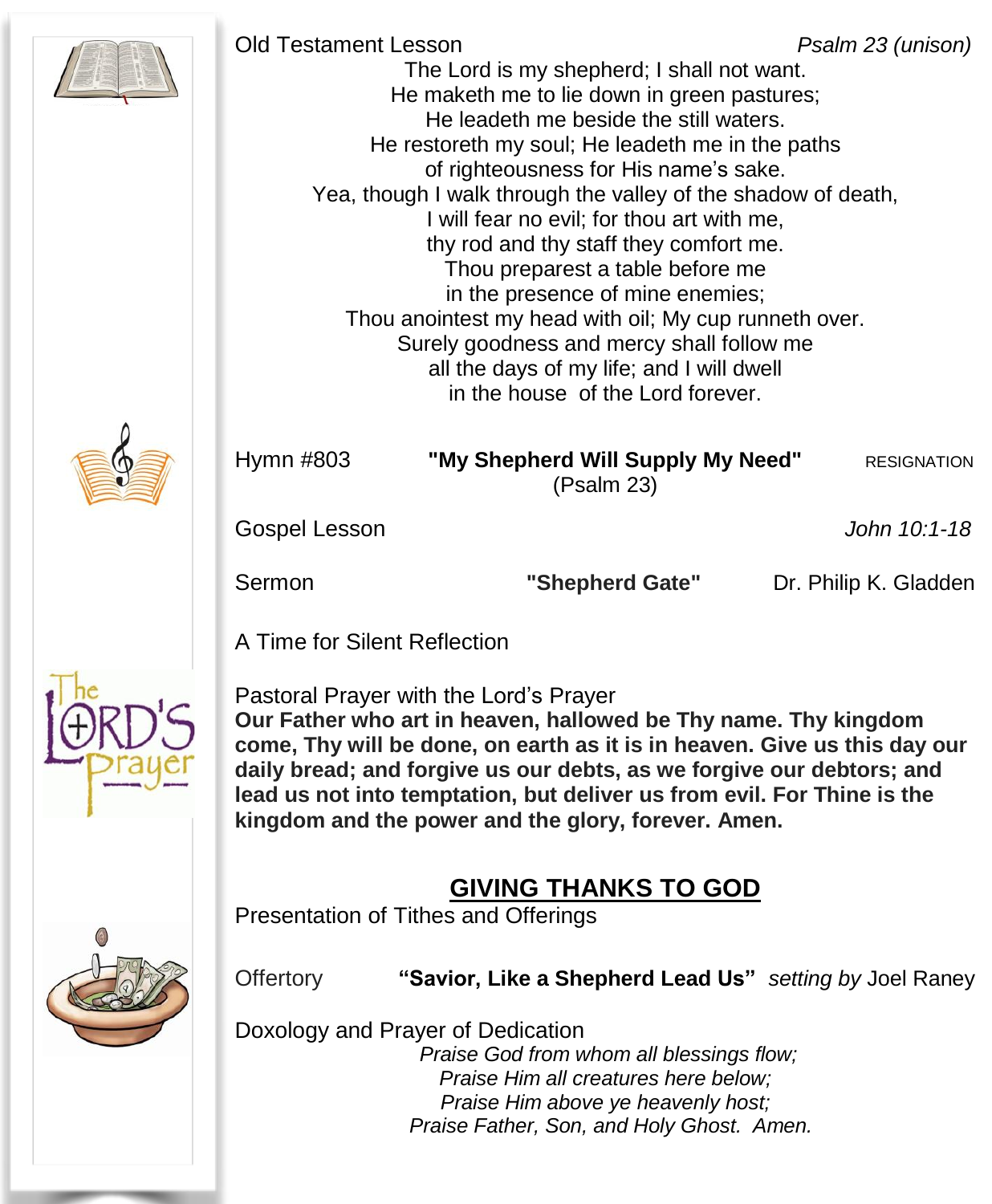Old Testament Lesson *Psalm 23 (unison)*

The Lord is my shepherd; I shall not want.
He maketh me to lie down in green pastures;
He leadeth me beside the still waters.
He restoreth my soul; He leadeth me in the paths
of righteousness for His name's sake.
Yea, though I walk through the valley of the shadow of death,
I will fear no evil; for thou art with me,
thy rod and thy staff they comfort me.
Thou preparest a table before me
in the presence of mine enemies;
Thou anointest my head with oil; My cup runneth over.
Surely goodness and mercy shall follow me
all the days of my life; and I will dwell
in the house of the Lord forever.

Hymn #803 **"My Shepherd Will Supply My Need"** RESIGNATION
(Psalm 23)

Gospel Lesson *John 10:1-18*

Sermon **"Shepherd Gate"** Dr. Philip K. Gladden

A Time for Silent Reflection

Pastoral Prayer with the Lord's Prayer

**Our Father who art in heaven, hallowed be Thy name. Thy kingdom come, Thy will be done, on earth as it is in heaven. Give us this day our daily bread; and forgive us our debts, as we forgive our debtors; and lead us not into temptation, but deliver us from evil. For Thine is the kingdom and the power and the glory, forever. Amen.**

## GIVING THANKS TO GOD

Presentation of Tithes and Offerings

Offertory **"Savior, Like a Shepherd Lead Us"** *setting by* Joel Raney

Doxology and Prayer of Dedication

*Praise God from whom all blessings flow;*
*Praise Him all creatures here below;*
*Praise Him above ye heavenly host;*
*Praise Father, Son, and Holy Ghost. Amen.*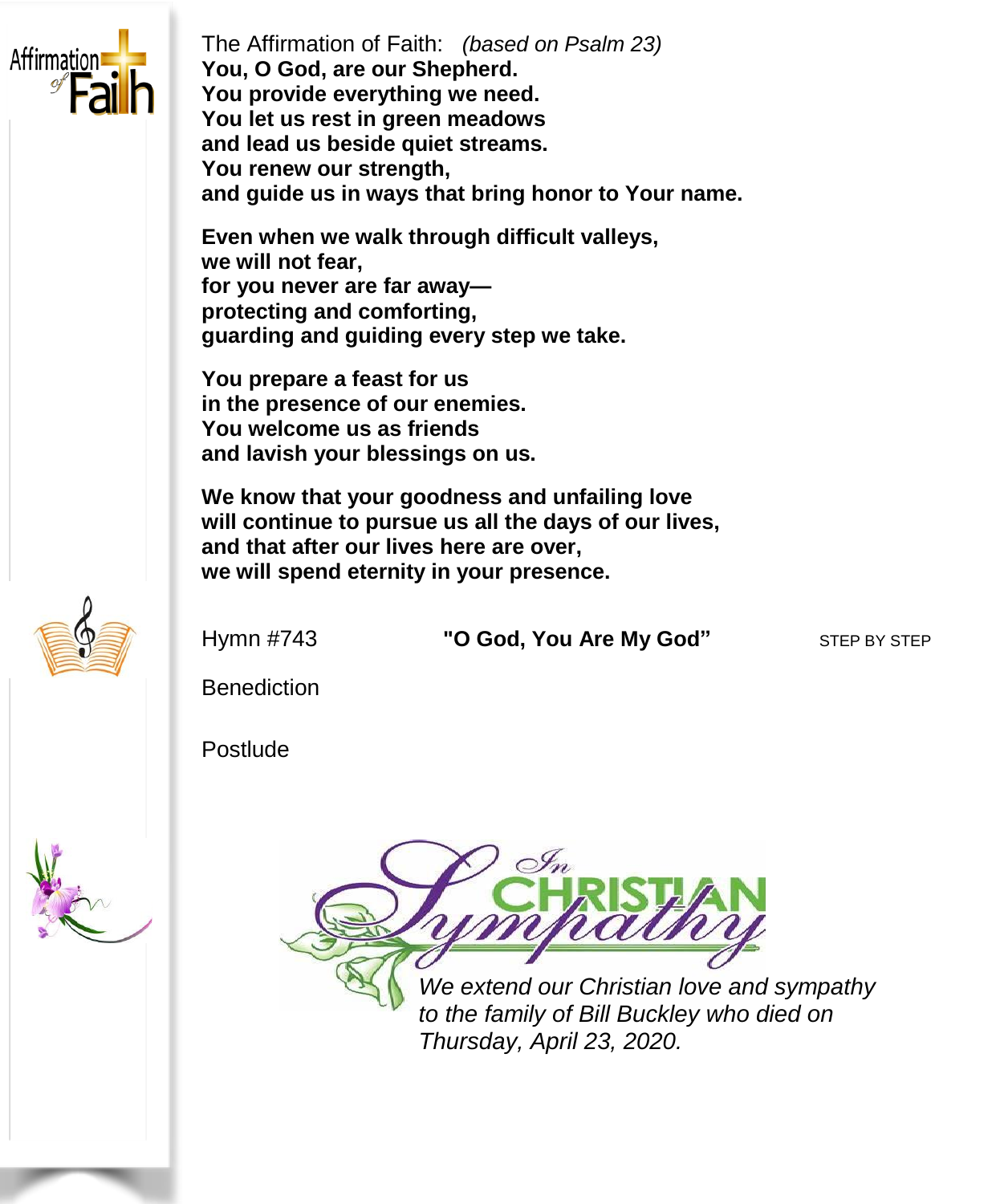The Affirmation of Faith: *(based on Psalm 23)*

**You, O God, are our Shepherd.**
**You provide everything we need.**
**You let us rest in green meadows**
**and lead us beside quiet streams.**
**You renew our strength,**
**and guide us in ways that bring honor to Your name.**

**Even when we walk through difficult valleys,**
**we will not fear,**
**for you never are far away—**
**protecting and comforting,**
**guarding and guiding every step we take.**

**You prepare a feast for us**
**in the presence of our enemies.**
**You welcome us as friends**
**and lavish your blessings on us.**

**We know that your goodness and unfailing love**
**will continue to pursue us all the days of our lives,**
**and that after our lives here are over,**
**we will spend eternity in your presence.**

Hymn #743 **"O God, You Are My God"** STEP BY STEP

Benediction

Postlude

In CHRISTIAN Sympathy

*We extend our Christian love and sympathy to the family of Bill Buckley who died on Thursday, April 23, 2020.*